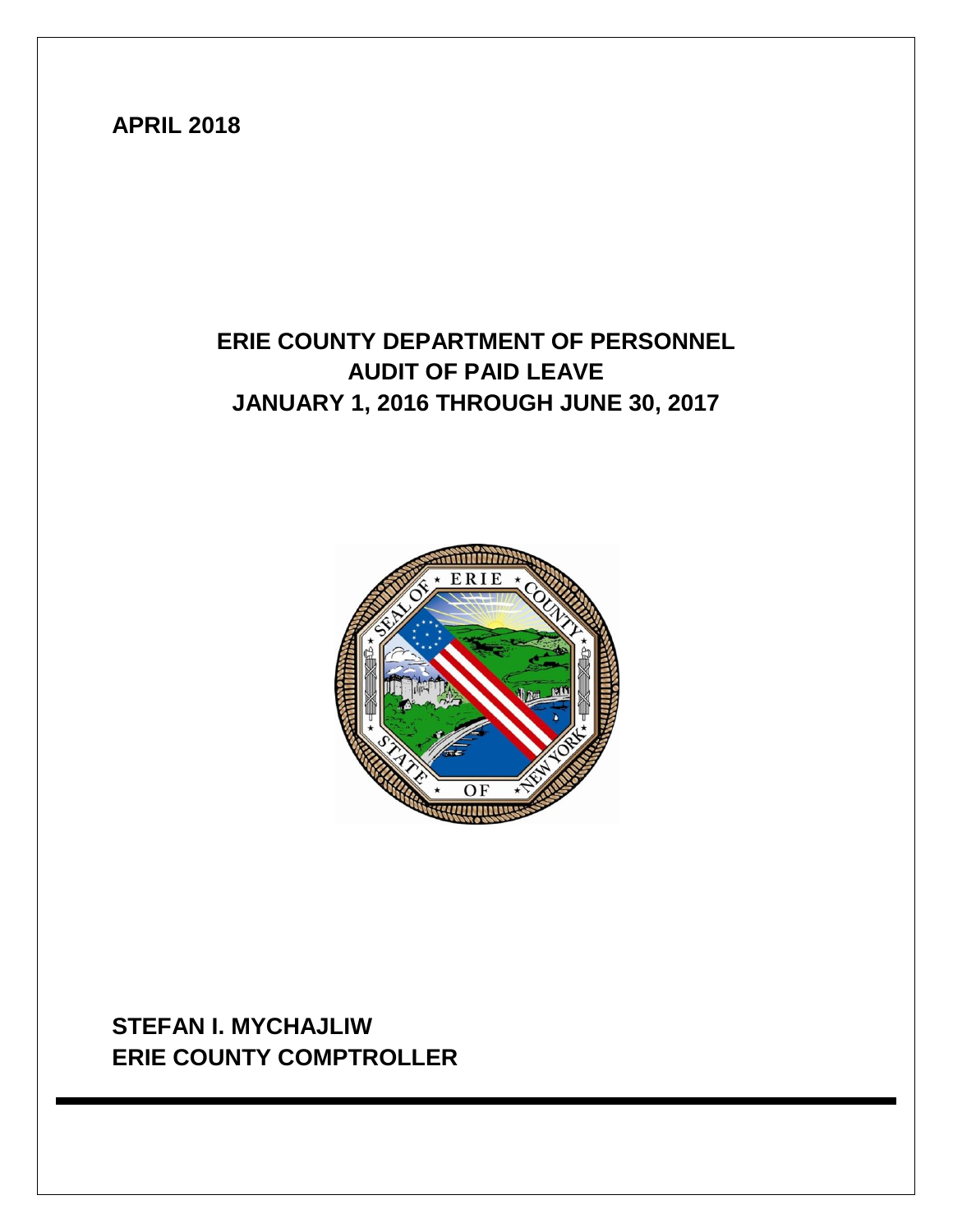**APRIL 2018**

# ERIE COUNTY DEPARTMENT OF PERSONNEL
# AUDIT OF PAID LEAVE
# JANUARY 1, 2016 THROUGH JUNE 30, 2017

**STEFAN I. MYCHAJLIW**
**ERIE COUNTY COMPTROLLER**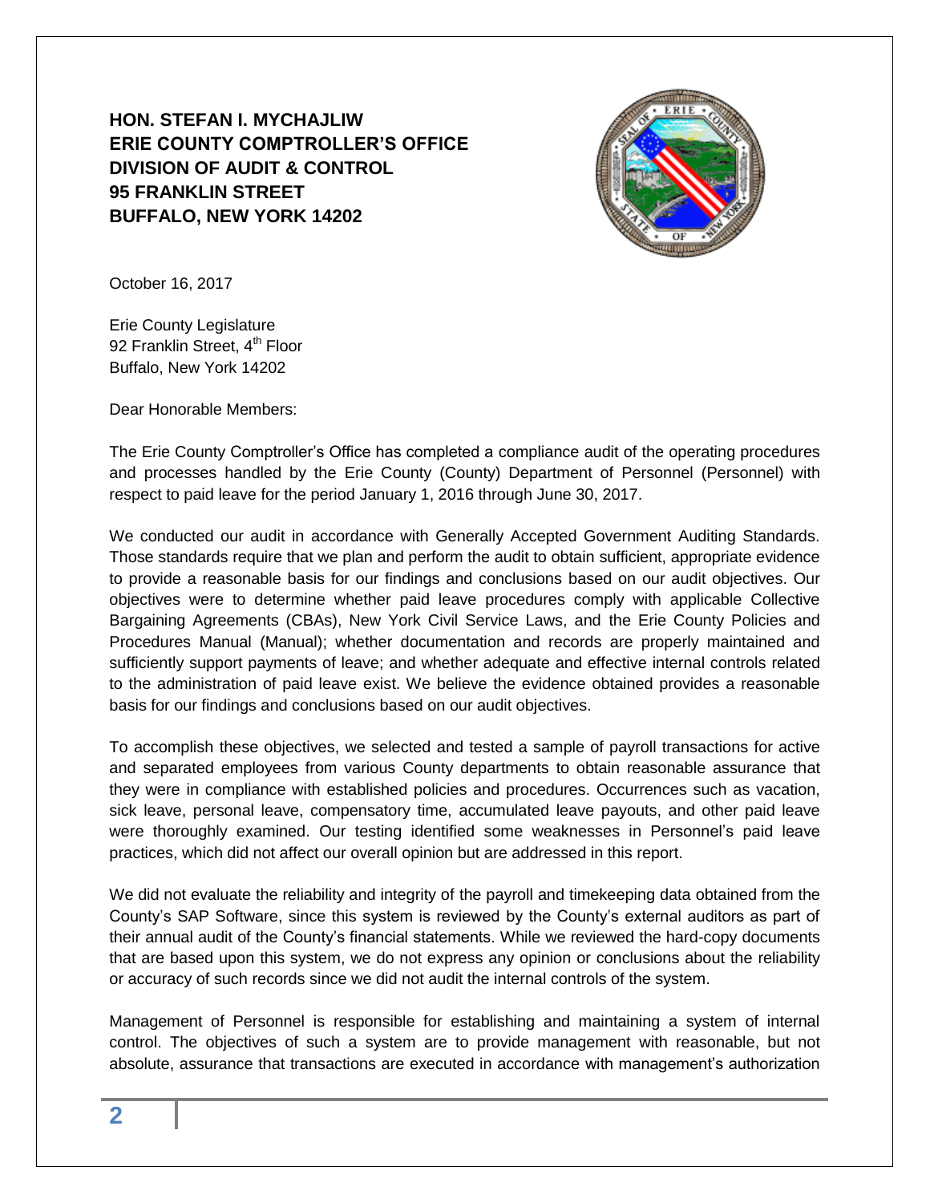**HON. STEFAN I. MYCHAJLIW**
**ERIE COUNTY COMPTROLLER'S OFFICE**
**DIVISION OF AUDIT & CONTROL**
**95 FRANKLIN STREET**
**BUFFALO, NEW YORK 14202**

October 16, 2017

Erie County Legislature
92 Franklin Street, 4th Floor
Buffalo, New York 14202

Dear Honorable Members:

The Erie County Comptroller's Office has completed a compliance audit of the operating procedures and processes handled by the Erie County (County) Department of Personnel (Personnel) with respect to paid leave for the period January 1, 2016 through June 30, 2017.

We conducted our audit in accordance with Generally Accepted Government Auditing Standards. Those standards require that we plan and perform the audit to obtain sufficient, appropriate evidence to provide a reasonable basis for our findings and conclusions based on our audit objectives. Our objectives were to determine whether paid leave procedures comply with applicable Collective Bargaining Agreements (CBAs), New York Civil Service Laws, and the Erie County Policies and Procedures Manual (Manual); whether documentation and records are properly maintained and sufficiently support payments of leave; and whether adequate and effective internal controls related to the administration of paid leave exist. We believe the evidence obtained provides a reasonable basis for our findings and conclusions based on our audit objectives.

To accomplish these objectives, we selected and tested a sample of payroll transactions for active and separated employees from various County departments to obtain reasonable assurance that they were in compliance with established policies and procedures. Occurrences such as vacation, sick leave, personal leave, compensatory time, accumulated leave payouts, and other paid leave were thoroughly examined. Our testing identified some weaknesses in Personnel's paid leave practices, which did not affect our overall opinion but are addressed in this report.

We did not evaluate the reliability and integrity of the payroll and timekeeping data obtained from the County's SAP Software, since this system is reviewed by the County's external auditors as part of their annual audit of the County's financial statements. While we reviewed the hard-copy documents that are based upon this system, we do not express any opinion or conclusions about the reliability or accuracy of such records since we did not audit the internal controls of the system.

Management of Personnel is responsible for establishing and maintaining a system of internal control. The objectives of such a system are to provide management with reasonable, but not absolute, assurance that transactions are executed in accordance with management's authorization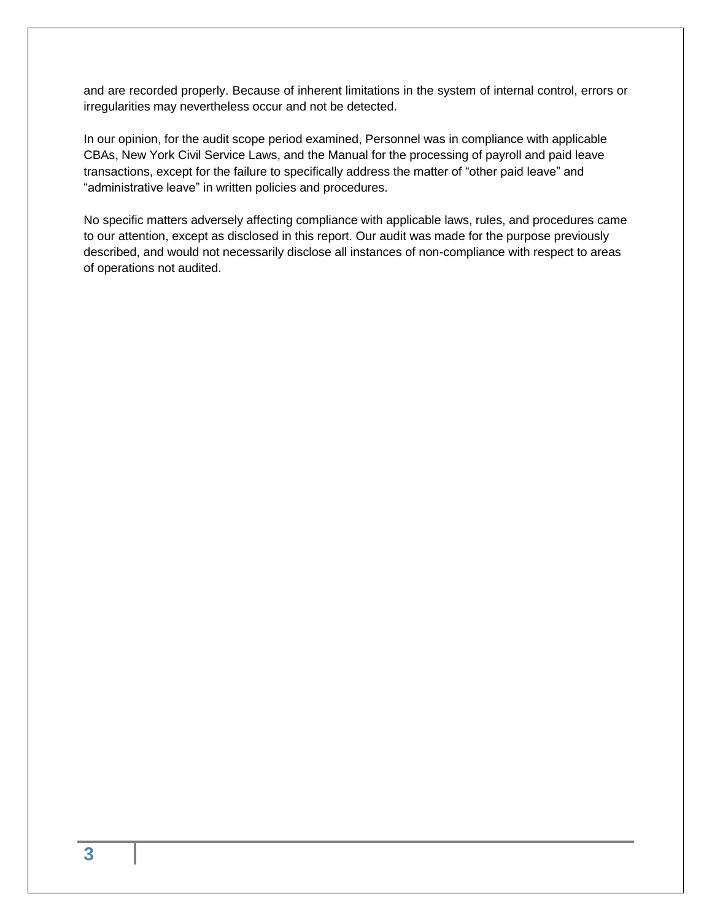and are recorded properly. Because of inherent limitations in the system of internal control, errors or irregularities may nevertheless occur and not be detected.

In our opinion, for the audit scope period examined, Personnel was in compliance with applicable CBAs, New York Civil Service Laws, and the Manual for the processing of payroll and paid leave transactions, except for the failure to specifically address the matter of "other paid leave" and "administrative leave" in written policies and procedures.

No specific matters adversely affecting compliance with applicable laws, rules, and procedures came to our attention, except as disclosed in this report. Our audit was made for the purpose previously described, and would not necessarily disclose all instances of non-compliance with respect to areas of operations not audited.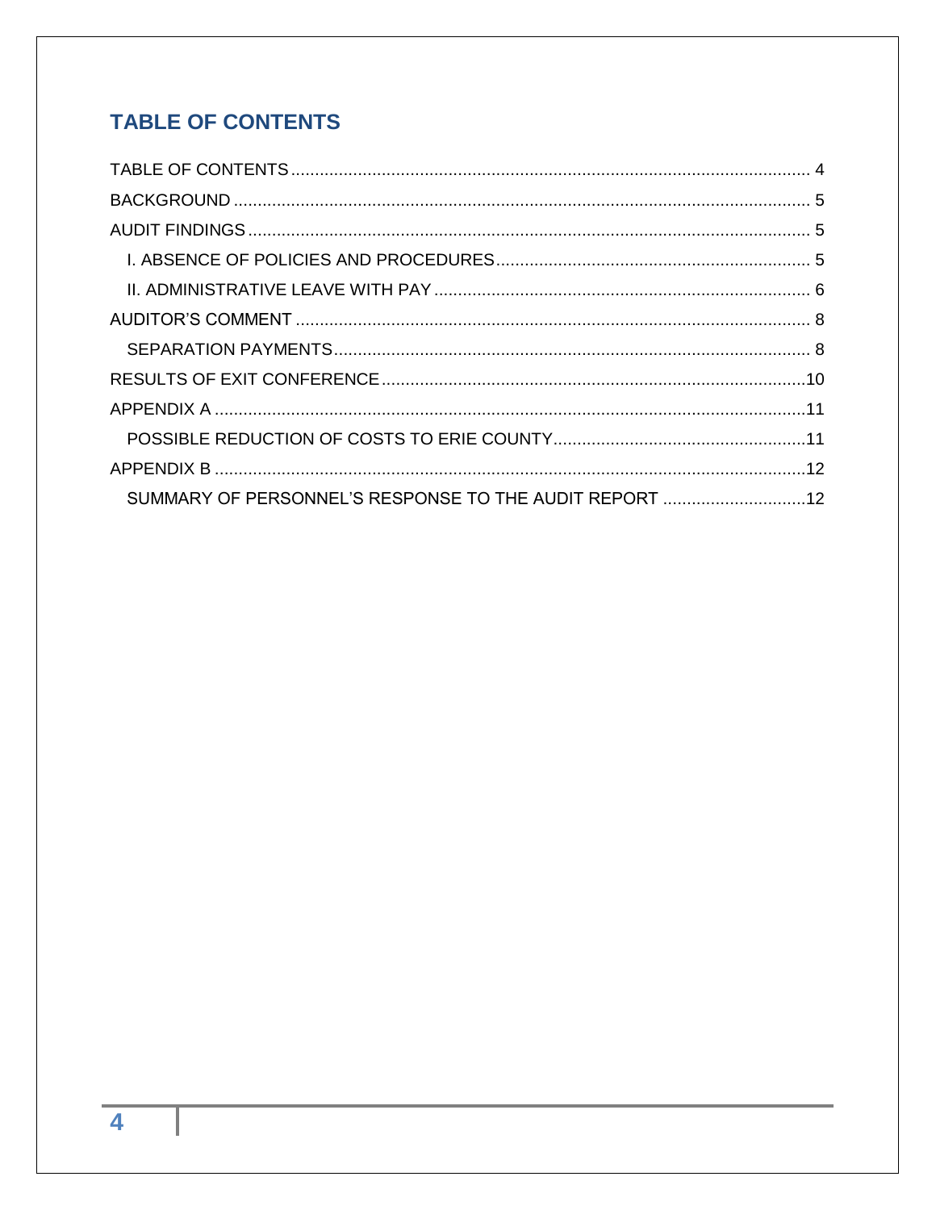## TABLE OF CONTENTS

- TABLE OF CONTENTS ........ 4
- BACKGROUND ........ 5
- AUDIT FINDINGS ........ 5
  - I. ABSENCE OF POLICIES AND PROCEDURES ........ 5
  - II. ADMINISTRATIVE LEAVE WITH PAY ........ 6
- AUDITOR'S COMMENT ........ 8
  - SEPARATION PAYMENTS ........ 8
- RESULTS OF EXIT CONFERENCE ........ 10
- APPENDIX A ........ 11
  - POSSIBLE REDUCTION OF COSTS TO ERIE COUNTY ........ 11
- APPENDIX B ........ 12
  - SUMMARY OF PERSONNEL'S RESPONSE TO THE AUDIT REPORT ........ 12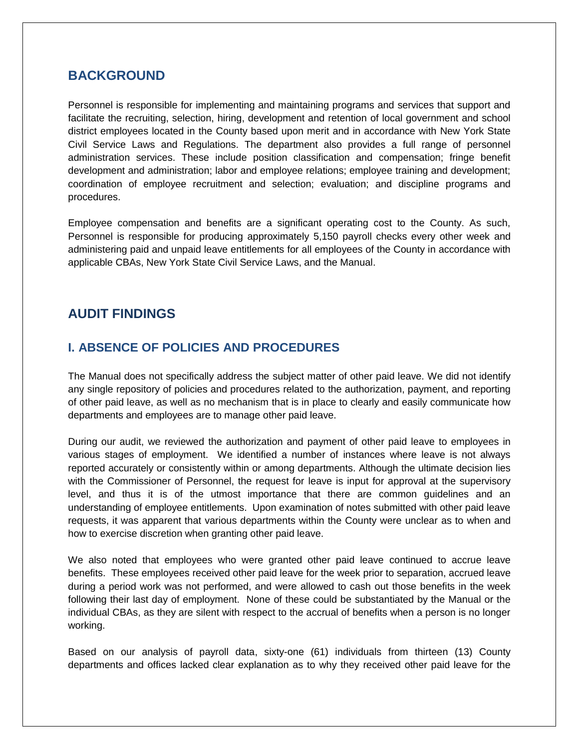## BACKGROUND

Personnel is responsible for implementing and maintaining programs and services that support and facilitate the recruiting, selection, hiring, development and retention of local government and school district employees located in the County based upon merit and in accordance with New York State Civil Service Laws and Regulations. The department also provides a full range of personnel administration services. These include position classification and compensation; fringe benefit development and administration; labor and employee relations; employee training and development; coordination of employee recruitment and selection; evaluation; and discipline programs and procedures.

Employee compensation and benefits are a significant operating cost to the County. As such, Personnel is responsible for producing approximately 5,150 payroll checks every other week and administering paid and unpaid leave entitlements for all employees of the County in accordance with applicable CBAs, New York State Civil Service Laws, and the Manual.

## AUDIT FINDINGS

### I. ABSENCE OF POLICIES AND PROCEDURES

The Manual does not specifically address the subject matter of other paid leave. We did not identify any single repository of policies and procedures related to the authorization, payment, and reporting of other paid leave, as well as no mechanism that is in place to clearly and easily communicate how departments and employees are to manage other paid leave.

During our audit, we reviewed the authorization and payment of other paid leave to employees in various stages of employment. We identified a number of instances where leave is not always reported accurately or consistently within or among departments. Although the ultimate decision lies with the Commissioner of Personnel, the request for leave is input for approval at the supervisory level, and thus it is of the utmost importance that there are common guidelines and an understanding of employee entitlements. Upon examination of notes submitted with other paid leave requests, it was apparent that various departments within the County were unclear as to when and how to exercise discretion when granting other paid leave.

We also noted that employees who were granted other paid leave continued to accrue leave benefits. These employees received other paid leave for the week prior to separation, accrued leave during a period work was not performed, and were allowed to cash out those benefits in the week following their last day of employment. None of these could be substantiated by the Manual or the individual CBAs, as they are silent with respect to the accrual of benefits when a person is no longer working.

Based on our analysis of payroll data, sixty-one (61) individuals from thirteen (13) County departments and offices lacked clear explanation as to why they received other paid leave for the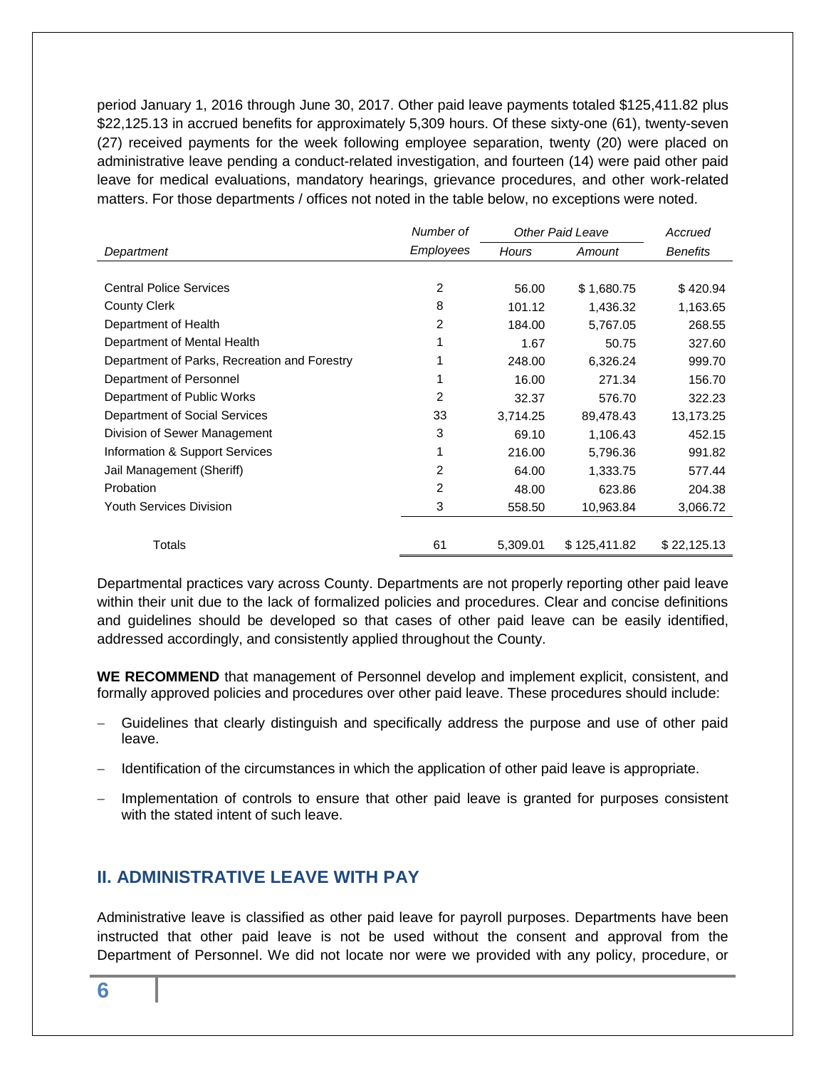period January 1, 2016 through June 30, 2017. Other paid leave payments totaled $125,411.82 plus $22,125.13 in accrued benefits for approximately 5,309 hours. Of these sixty-one (61), twenty-seven (27) received payments for the week following employee separation, twenty (20) were placed on administrative leave pending a conduct-related investigation, and fourteen (14) were paid other paid leave for medical evaluations, mandatory hearings, grievance procedures, and other work-related matters. For those departments / offices not noted in the table below, no exceptions were noted.

| *Department* | *Number of Employees* | *Other Paid Leave Hours* | *Other Paid Leave Amount* | *Accrued Benefits* |
|---|---|---|---|---|
| Central Police Services | 2 | 56.00 | $ 1,680.75 | $ 420.94 |
| County Clerk | 8 | 101.12 | 1,436.32 | 1,163.65 |
| Department of Health | 2 | 184.00 | 5,767.05 | 268.55 |
| Department of Mental Health | 1 | 1.67 | 50.75 | 327.60 |
| Department of Parks, Recreation and Forestry | 1 | 248.00 | 6,326.24 | 999.70 |
| Department of Personnel | 1 | 16.00 | 271.34 | 156.70 |
| Department of Public Works | 2 | 32.37 | 576.70 | 322.23 |
| Department of Social Services | 33 | 3,714.25 | 89,478.43 | 13,173.25 |
| Division of Sewer Management | 3 | 69.10 | 1,106.43 | 452.15 |
| Information & Support Services | 1 | 216.00 | 5,796.36 | 991.82 |
| Jail Management (Sheriff) | 2 | 64.00 | 1,333.75 | 577.44 |
| Probation | 2 | 48.00 | 623.86 | 204.38 |
| Youth Services Division | 3 | 558.50 | 10,963.84 | 3,066.72 |
| Totals | 61 | 5,309.01 | $ 125,411.82 | $ 22,125.13 |

Departmental practices vary across County. Departments are not properly reporting other paid leave within their unit due to the lack of formalized policies and procedures. Clear and concise definitions and guidelines should be developed so that cases of other paid leave can be easily identified, addressed accordingly, and consistently applied throughout the County.

**WE RECOMMEND** that management of Personnel develop and implement explicit, consistent, and formally approved policies and procedures over other paid leave. These procedures should include:

- Guidelines that clearly distinguish and specifically address the purpose and use of other paid leave.
- Identification of the circumstances in which the application of other paid leave is appropriate.
- Implementation of controls to ensure that other paid leave is granted for purposes consistent with the stated intent of such leave.

## II. ADMINISTRATIVE LEAVE WITH PAY

Administrative leave is classified as other paid leave for payroll purposes. Departments have been instructed that other paid leave is not be used without the consent and approval from the Department of Personnel. We did not locate nor were we provided with any policy, procedure, or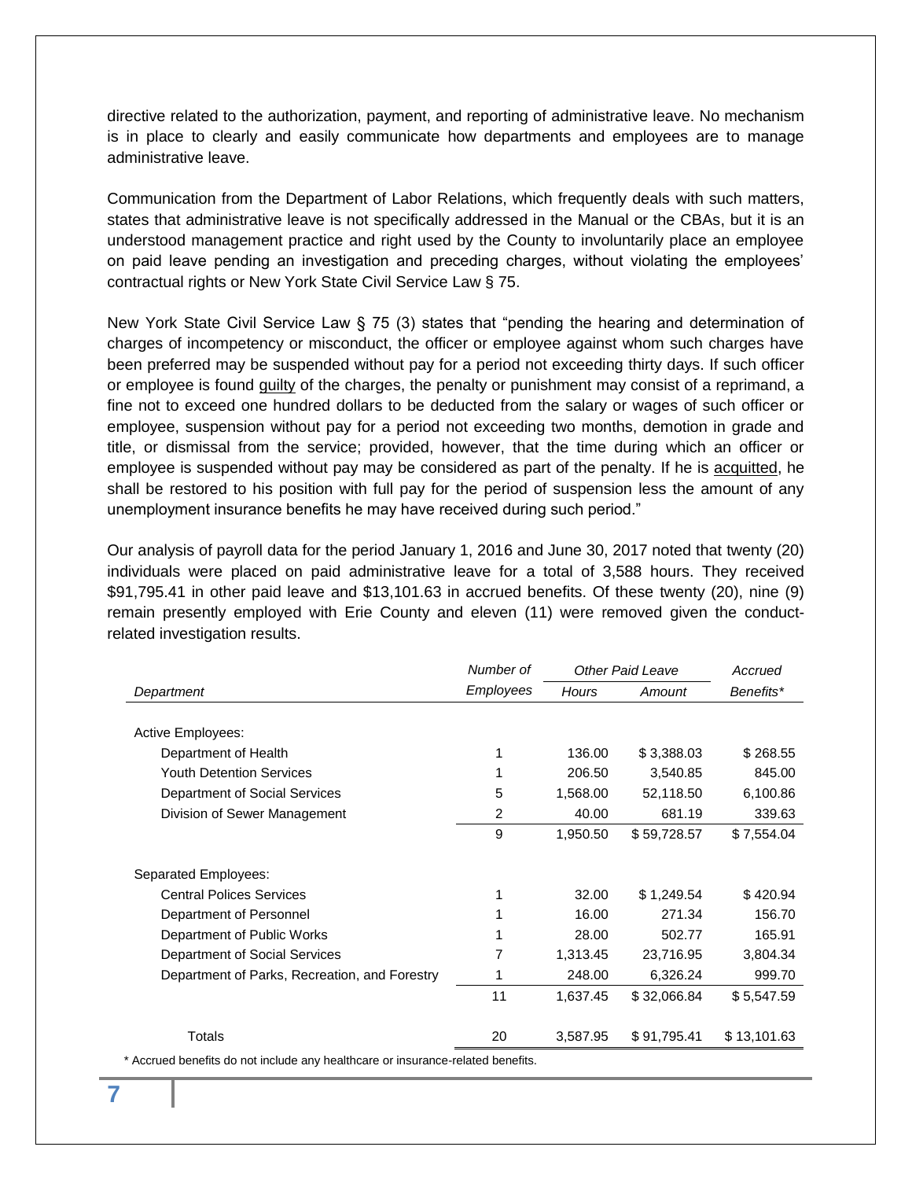directive related to the authorization, payment, and reporting of administrative leave. No mechanism is in place to clearly and easily communicate how departments and employees are to manage administrative leave.

Communication from the Department of Labor Relations, which frequently deals with such matters, states that administrative leave is not specifically addressed in the Manual or the CBAs, but it is an understood management practice and right used by the County to involuntarily place an employee on paid leave pending an investigation and preceding charges, without violating the employees' contractual rights or New York State Civil Service Law § 75.

New York State Civil Service Law § 75 (3) states that "pending the hearing and determination of charges of incompetency or misconduct, the officer or employee against whom such charges have been preferred may be suspended without pay for a period not exceeding thirty days. If such officer or employee is found <u>guilty</u> of the charges, the penalty or punishment may consist of a reprimand, a fine not to exceed one hundred dollars to be deducted from the salary or wages of such officer or employee, suspension without pay for a period not exceeding two months, demotion in grade and title, or dismissal from the service; provided, however, that the time during which an officer or employee is suspended without pay may be considered as part of the penalty. If he is <u>acquitted</u>, he shall be restored to his position with full pay for the period of suspension less the amount of any unemployment insurance benefits he may have received during such period."

Our analysis of payroll data for the period January 1, 2016 and June 30, 2017 noted that twenty (20) individuals were placed on paid administrative leave for a total of 3,588 hours. They received $91,795.41 in other paid leave and $13,101.63 in accrued benefits. Of these twenty (20), nine (9) remain presently employed with Erie County and eleven (11) were removed given the conduct-related investigation results.

| *Department* | *Number of Employees* | *Other Paid Leave* | | *Accrued Benefits** |
|---|---|---|---|---|
| | | *Hours* | *Amount* | |
| Active Employees: | | | | |
| Department of Health | 1 | 136.00 | $ 3,388.03 | $ 268.55 |
| Youth Detention Services | 1 | 206.50 | 3,540.85 | 845.00 |
| Department of Social Services | 5 | 1,568.00 | 52,118.50 | 6,100.86 |
| Division of Sewer Management | 2 | 40.00 | 681.19 | 339.63 |
| | 9 | 1,950.50 | $ 59,728.57 | $ 7,554.04 |
| Separated Employees: | | | | |
| Central Polices Services | 1 | 32.00 | $ 1,249.54 | $ 420.94 |
| Department of Personnel | 1 | 16.00 | 271.34 | 156.70 |
| Department of Public Works | 1 | 28.00 | 502.77 | 165.91 |
| Department of Social Services | 7 | 1,313.45 | 23,716.95 | 3,804.34 |
| Department of Parks, Recreation, and Forestry | 1 | 248.00 | 6,326.24 | 999.70 |
| | 11 | 1,637.45 | $ 32,066.84 | $ 5,547.59 |
| Totals | 20 | 3,587.95 | $ 91,795.41 | $ 13,101.63 |

* Accrued benefits do not include any healthcare or insurance-related benefits.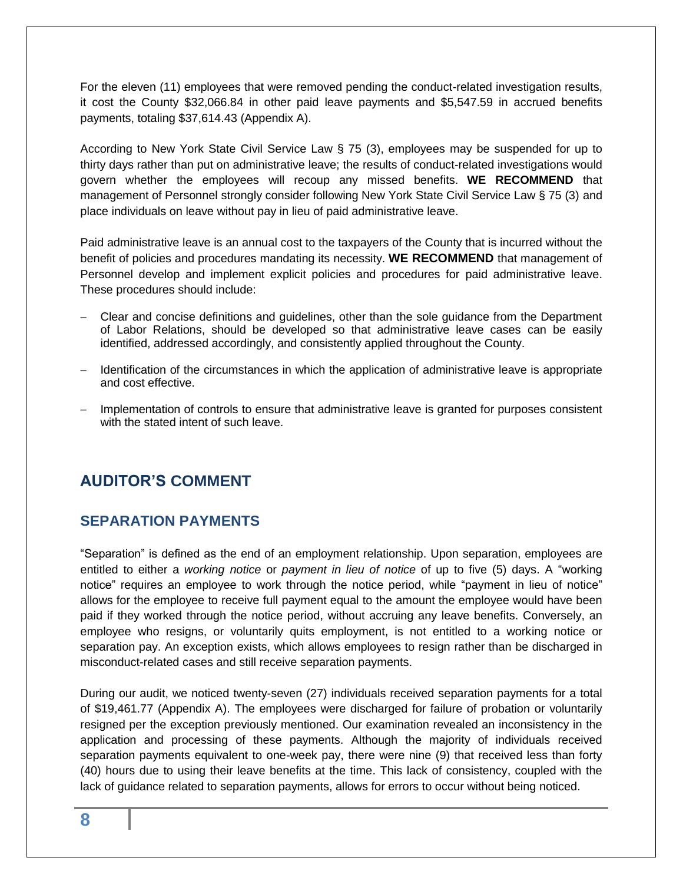For the eleven (11) employees that were removed pending the conduct-related investigation results, it cost the County $32,066.84 in other paid leave payments and $5,547.59 in accrued benefits payments, totaling $37,614.43 (Appendix A).

According to New York State Civil Service Law § 75 (3), employees may be suspended for up to thirty days rather than put on administrative leave; the results of conduct-related investigations would govern whether the employees will recoup any missed benefits. **WE RECOMMEND** that management of Personnel strongly consider following New York State Civil Service Law § 75 (3) and place individuals on leave without pay in lieu of paid administrative leave.

Paid administrative leave is an annual cost to the taxpayers of the County that is incurred without the benefit of policies and procedures mandating its necessity. **WE RECOMMEND** that management of Personnel develop and implement explicit policies and procedures for paid administrative leave. These procedures should include:

- Clear and concise definitions and guidelines, other than the sole guidance from the Department of Labor Relations, should be developed so that administrative leave cases can be easily identified, addressed accordingly, and consistently applied throughout the County.
- Identification of the circumstances in which the application of administrative leave is appropriate and cost effective.
- Implementation of controls to ensure that administrative leave is granted for purposes consistent with the stated intent of such leave.

## AUDITOR'S COMMENT

### SEPARATION PAYMENTS

"Separation" is defined as the end of an employment relationship. Upon separation, employees are entitled to either a *working notice* or *payment in lieu of notice* of up to five (5) days. A "working notice" requires an employee to work through the notice period, while "payment in lieu of notice" allows for the employee to receive full payment equal to the amount the employee would have been paid if they worked through the notice period, without accruing any leave benefits. Conversely, an employee who resigns, or voluntarily quits employment, is not entitled to a working notice or separation pay. An exception exists, which allows employees to resign rather than be discharged in misconduct-related cases and still receive separation payments.

During our audit, we noticed twenty-seven (27) individuals received separation payments for a total of $19,461.77 (Appendix A). The employees were discharged for failure of probation or voluntarily resigned per the exception previously mentioned. Our examination revealed an inconsistency in the application and processing of these payments. Although the majority of individuals received separation payments equivalent to one-week pay, there were nine (9) that received less than forty (40) hours due to using their leave benefits at the time. This lack of consistency, coupled with the lack of guidance related to separation payments, allows for errors to occur without being noticed.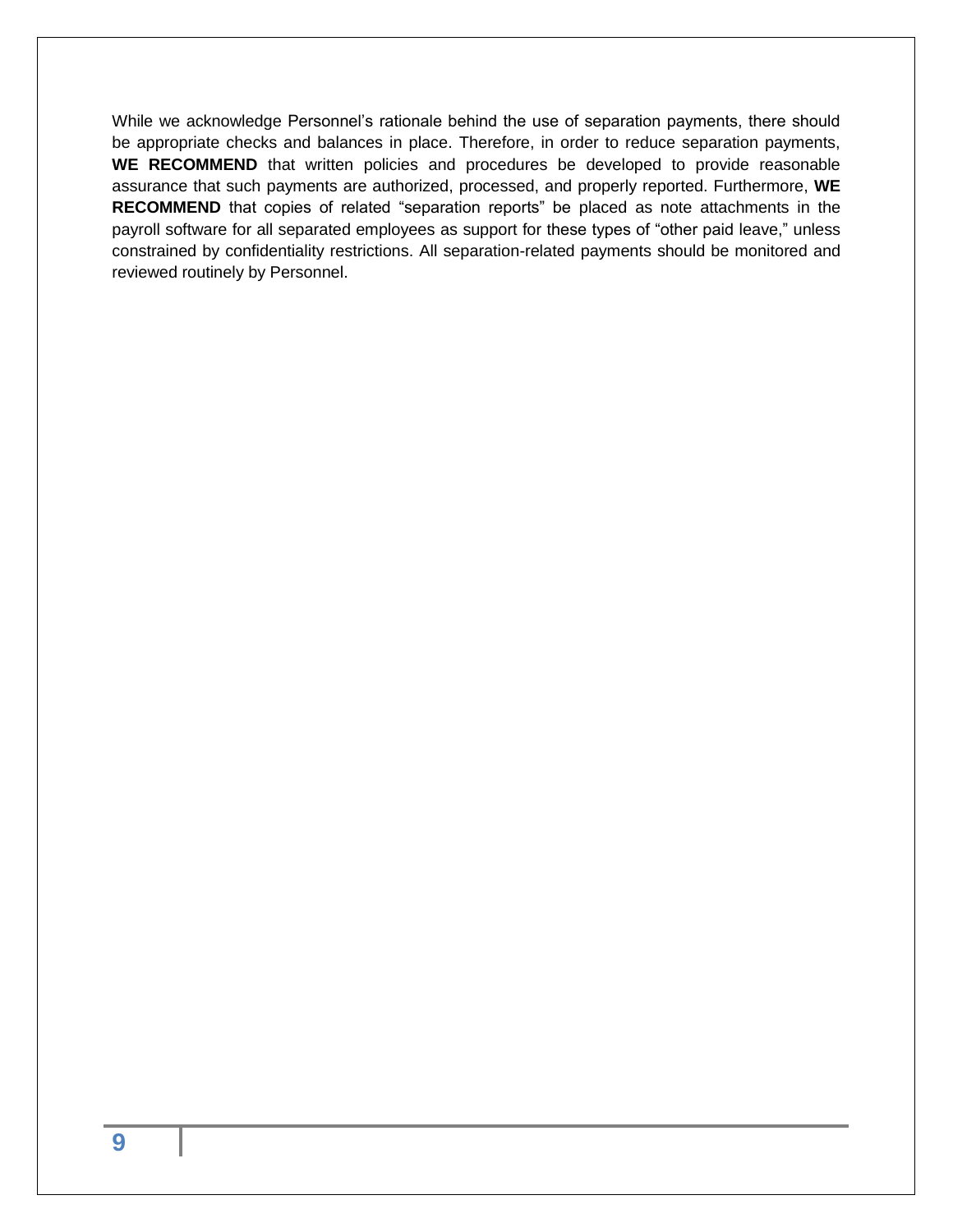While we acknowledge Personnel's rationale behind the use of separation payments, there should be appropriate checks and balances in place. Therefore, in order to reduce separation payments, **WE RECOMMEND** that written policies and procedures be developed to provide reasonable assurance that such payments are authorized, processed, and properly reported. Furthermore, **WE RECOMMEND** that copies of related "separation reports" be placed as note attachments in the payroll software for all separated employees as support for these types of "other paid leave," unless constrained by confidentiality restrictions. All separation-related payments should be monitored and reviewed routinely by Personnel.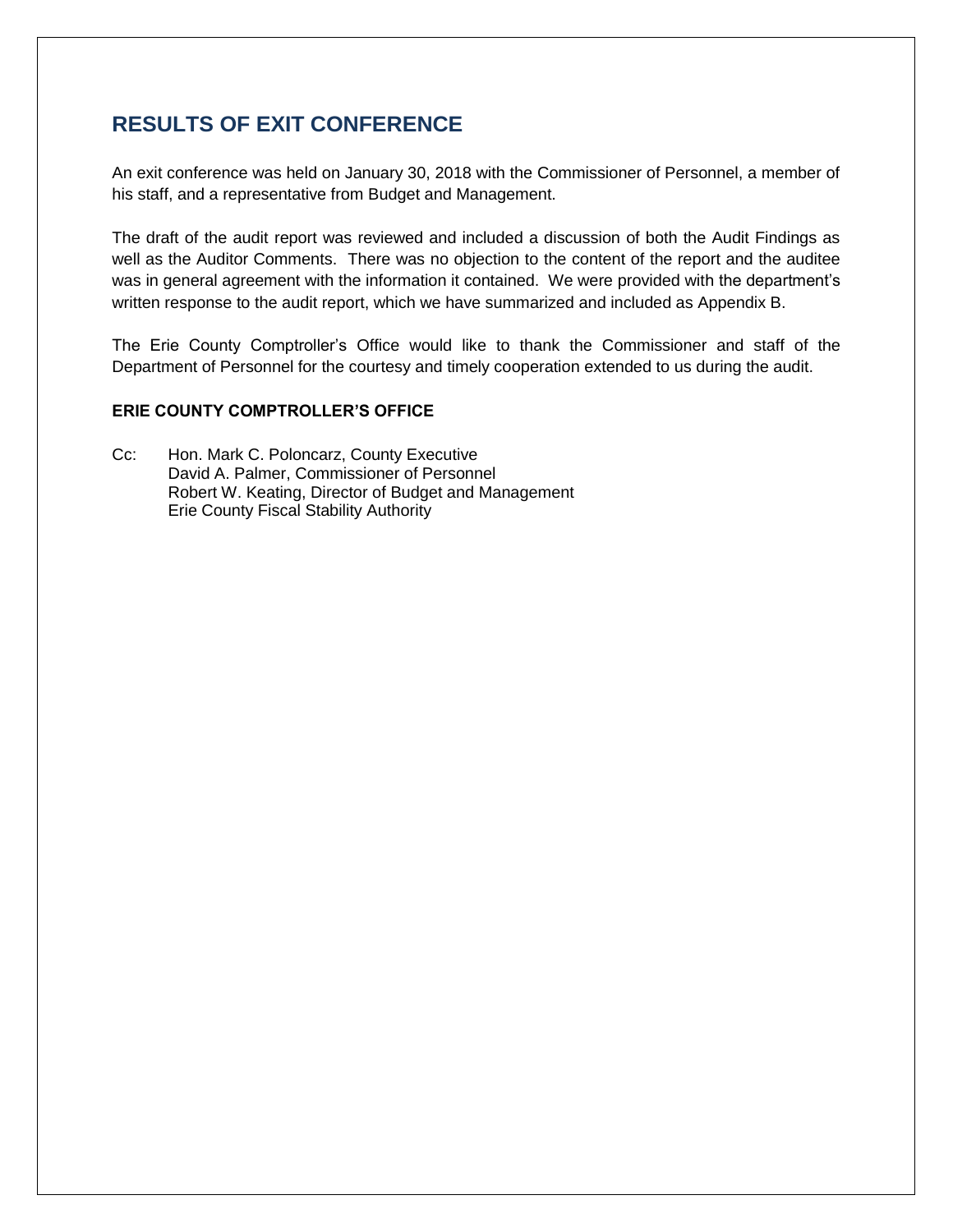## RESULTS OF EXIT CONFERENCE

An exit conference was held on January 30, 2018 with the Commissioner of Personnel, a member of his staff, and a representative from Budget and Management.

The draft of the audit report was reviewed and included a discussion of both the Audit Findings as well as the Auditor Comments. There was no objection to the content of the report and the auditee was in general agreement with the information it contained. We were provided with the department's written response to the audit report, which we have summarized and included as Appendix B.

The Erie County Comptroller's Office would like to thank the Commissioner and staff of the Department of Personnel for the courtesy and timely cooperation extended to us during the audit.

**ERIE COUNTY COMPTROLLER'S OFFICE**

Cc: Hon. Mark C. Poloncarz, County Executive
David A. Palmer, Commissioner of Personnel
Robert W. Keating, Director of Budget and Management
Erie County Fiscal Stability Authority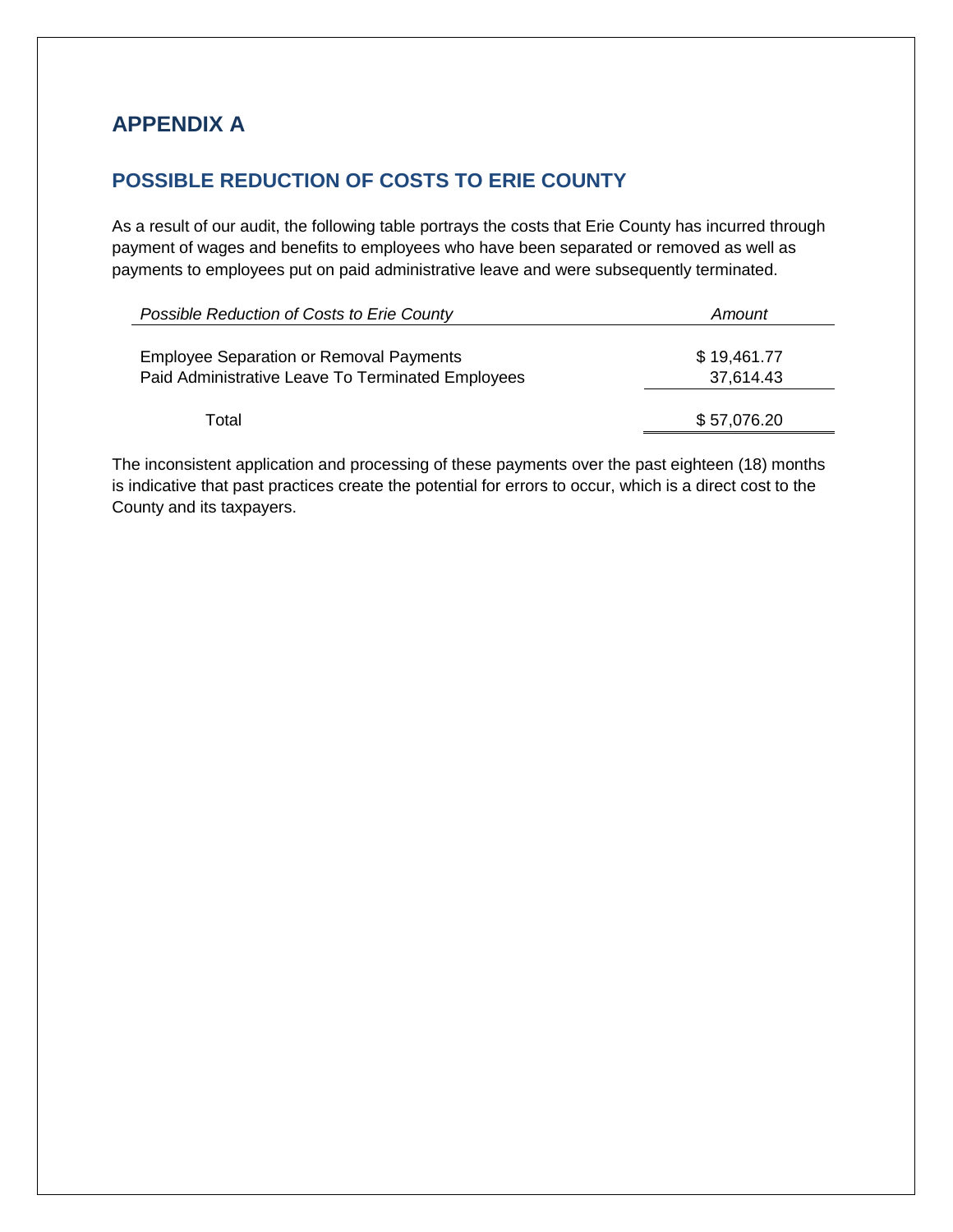## APPENDIX A

### POSSIBLE REDUCTION OF COSTS TO ERIE COUNTY

As a result of our audit, the following table portrays the costs that Erie County has incurred through payment of wages and benefits to employees who have been separated or removed as well as payments to employees put on paid administrative leave and were subsequently terminated.

| *Possible Reduction of Costs to Erie County* | *Amount* |
|---|---|
| Employee Separation or Removal Payments | $ 19,461.77 |
| Paid Administrative Leave To Terminated Employees | 37,614.43 |
| Total | $ 57,076.20 |

The inconsistent application and processing of these payments over the past eighteen (18) months is indicative that past practices create the potential for errors to occur, which is a direct cost to the County and its taxpayers.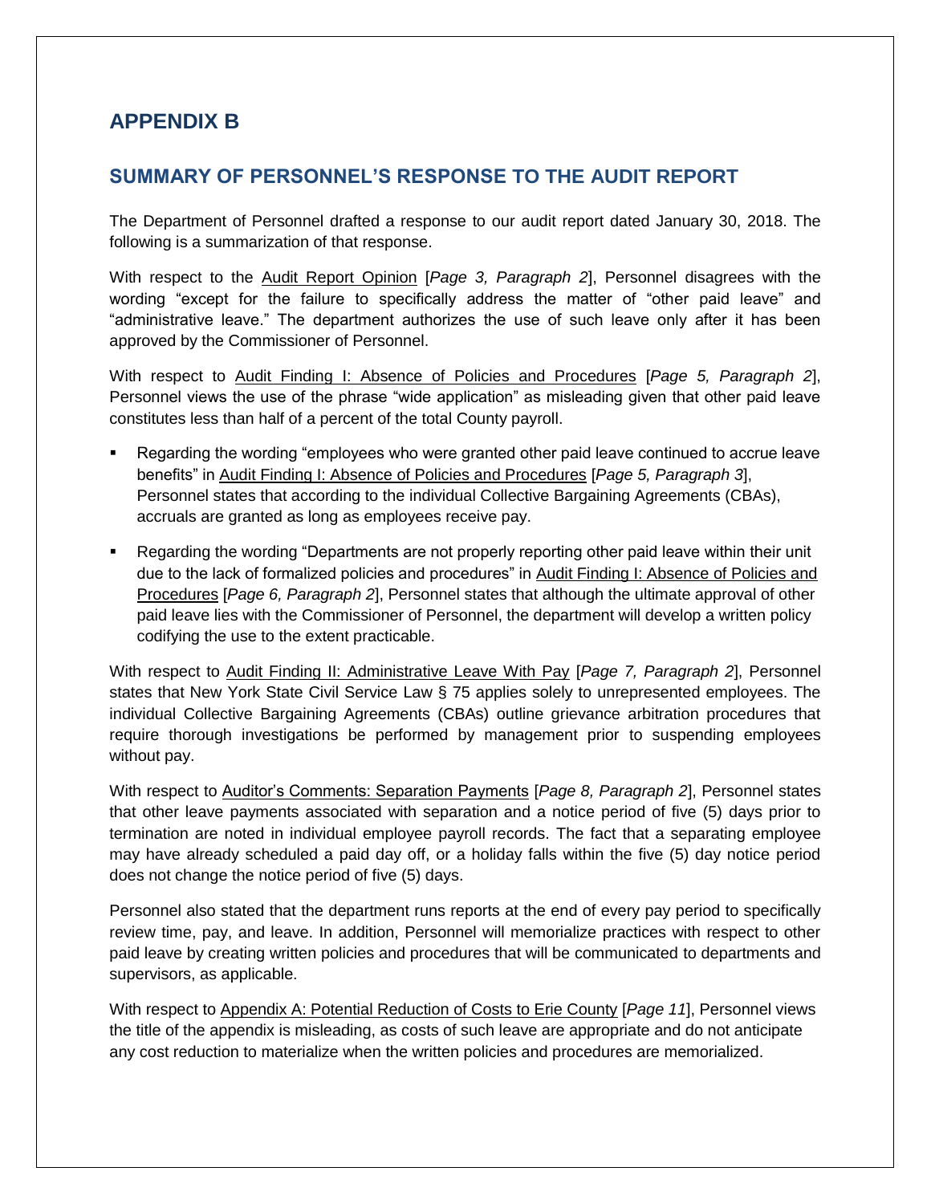## APPENDIX B

## SUMMARY OF PERSONNEL'S RESPONSE TO THE AUDIT REPORT

The Department of Personnel drafted a response to our audit report dated January 30, 2018. The following is a summarization of that response.

With respect to the Audit Report Opinion [*Page 3, Paragraph 2*], Personnel disagrees with the wording "except for the failure to specifically address the matter of "other paid leave" and "administrative leave." The department authorizes the use of such leave only after it has been approved by the Commissioner of Personnel.

With respect to Audit Finding I: Absence of Policies and Procedures [*Page 5, Paragraph 2*], Personnel views the use of the phrase "wide application" as misleading given that other paid leave constitutes less than half of a percent of the total County payroll.

- Regarding the wording "employees who were granted other paid leave continued to accrue leave benefits" in Audit Finding I: Absence of Policies and Procedures [*Page 5, Paragraph 3*], Personnel states that according to the individual Collective Bargaining Agreements (CBAs), accruals are granted as long as employees receive pay.
- Regarding the wording "Departments are not properly reporting other paid leave within their unit due to the lack of formalized policies and procedures" in Audit Finding I: Absence of Policies and Procedures [*Page 6, Paragraph 2*], Personnel states that although the ultimate approval of other paid leave lies with the Commissioner of Personnel, the department will develop a written policy codifying the use to the extent practicable.

With respect to Audit Finding II: Administrative Leave With Pay [*Page 7, Paragraph 2*], Personnel states that New York State Civil Service Law § 75 applies solely to unrepresented employees. The individual Collective Bargaining Agreements (CBAs) outline grievance arbitration procedures that require thorough investigations be performed by management prior to suspending employees without pay.

With respect to Auditor's Comments: Separation Payments [*Page 8, Paragraph 2*], Personnel states that other leave payments associated with separation and a notice period of five (5) days prior to termination are noted in individual employee payroll records. The fact that a separating employee may have already scheduled a paid day off, or a holiday falls within the five (5) day notice period does not change the notice period of five (5) days.

Personnel also stated that the department runs reports at the end of every pay period to specifically review time, pay, and leave. In addition, Personnel will memorialize practices with respect to other paid leave by creating written policies and procedures that will be communicated to departments and supervisors, as applicable.

With respect to Appendix A: Potential Reduction of Costs to Erie County [*Page 11*], Personnel views the title of the appendix is misleading, as costs of such leave are appropriate and do not anticipate any cost reduction to materialize when the written policies and procedures are memorialized.